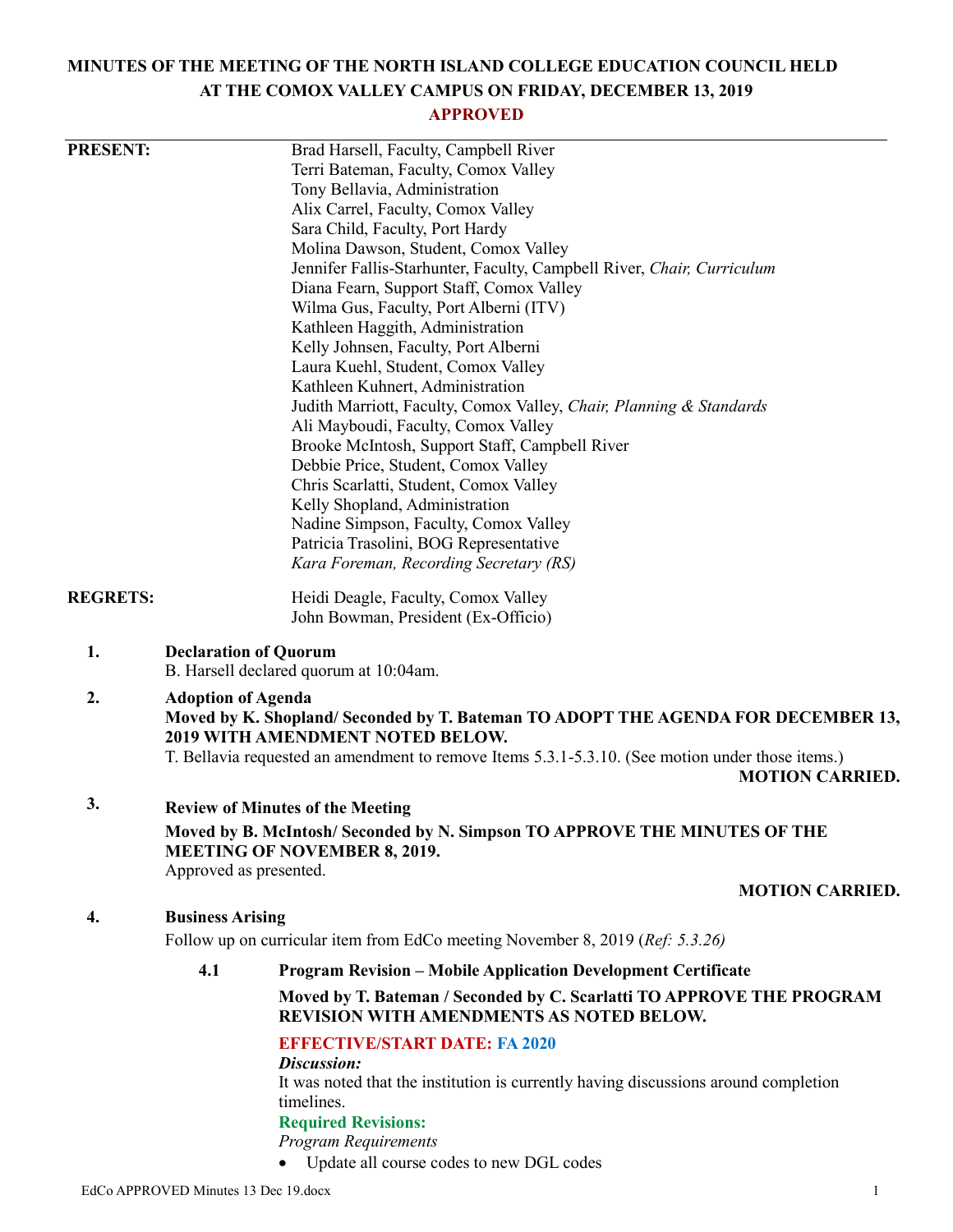# MINUTES OF THE MEETING OF THE NORTH ISLAND COLLEGE EDUCATION COUNCIL HELD AT THE COMOX VALLEY CAMPUS ON FRIDAY, DECEMBER 13, 2019

**APPROVED**

---

**PRESENT:**

Brad Harsell, Faculty, Campbell River
Terri Bateman, Faculty, Comox Valley
Tony Bellavia, Administration
Alix Carrel, Faculty, Comox Valley
Sara Child, Faculty, Port Hardy
Molina Dawson, Student, Comox Valley
Jennifer Fallis-Starhunter, Faculty, Campbell River, *Chair, Curriculum*
Diana Fearn, Support Staff, Comox Valley
Wilma Gus, Faculty, Port Alberni (ITV)
Kathleen Haggith, Administration
Kelly Johnsen, Faculty, Port Alberni
Laura Kuehl, Student, Comox Valley
Kathleen Kuhnert, Administration
Judith Marriott, Faculty, Comox Valley, *Chair, Planning & Standards*
Ali Mayboudi, Faculty, Comox Valley
Brooke McIntosh, Support Staff, Campbell River
Debbie Price, Student, Comox Valley
Chris Scarlatti, Student, Comox Valley
Kelly Shopland, Administration
Nadine Simpson, Faculty, Comox Valley
Patricia Trasolini, BOG Representative
*Kara Foreman, Recording Secretary (RS)*

**REGRETS:**

Heidi Deagle, Faculty, Comox Valley
John Bowman, President (Ex-Officio)

**1. Declaration of Quorum**

B. Harsell declared quorum at 10:04am.

**2. Adoption of Agenda**

**Moved by K. Shopland/ Seconded by T. Bateman TO ADOPT THE AGENDA FOR DECEMBER 13, 2019 WITH AMENDMENT NOTED BELOW.**

T. Bellavia requested an amendment to remove Items 5.3.1-5.3.10. (See motion under those items.)

**MOTION CARRIED.**

**3. Review of Minutes of the Meeting**

**Moved by B. McIntosh/ Seconded by N. Simpson TO APPROVE THE MINUTES OF THE MEETING OF NOVEMBER 8, 2019.**

Approved as presented.

**MOTION CARRIED.**

**4. Business Arising**

Follow up on curricular item from EdCo meeting November 8, 2019 (*Ref: 5.3.26*)

**4.1 Program Revision – Mobile Application Development Certificate**

**Moved by T. Bateman / Seconded by C. Scarlatti TO APPROVE THE PROGRAM REVISION WITH AMENDMENTS AS NOTED BELOW.**

**EFFECTIVE/START DATE: FA 2020**

***Discussion:***

It was noted that the institution is currently having discussions around completion timelines.

**Required Revisions:**

*Program Requirements*

- Update all course codes to new DGL codes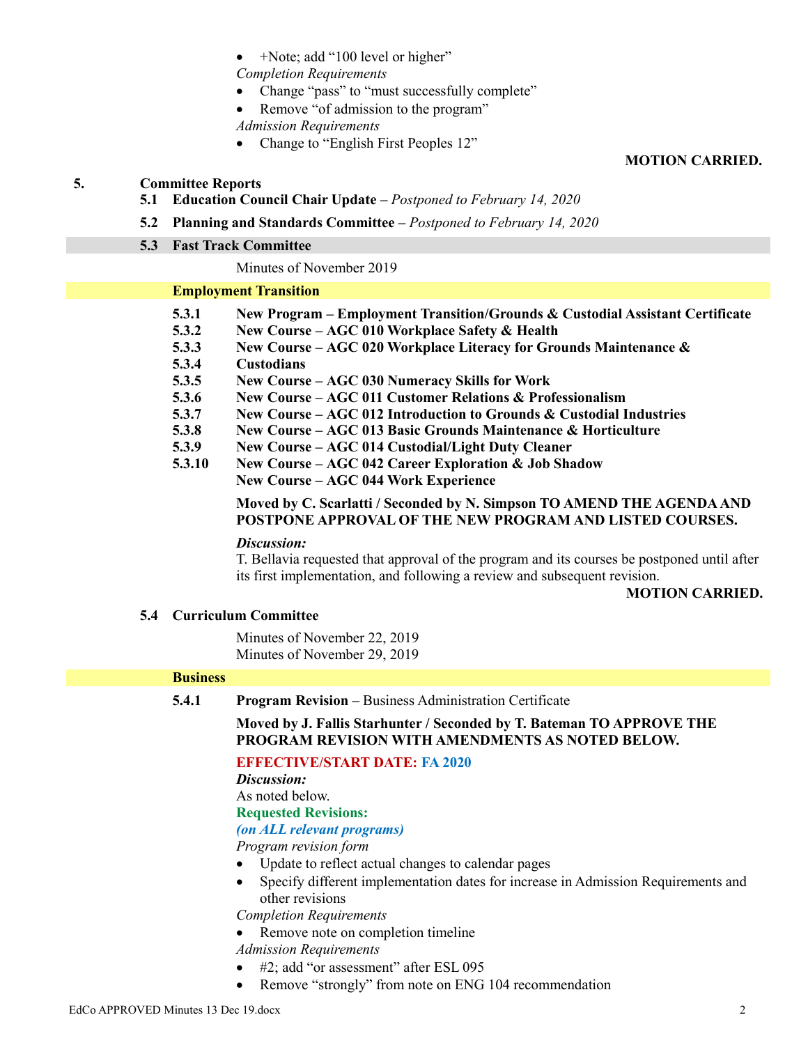- +Note; add “100 level or higher”

*Completion Requirements*

- Change “pass” to “must successfully complete”
- Remove “of admission to the program”

*Admission Requirements*

- Change to “English First Peoples 12”

**MOTION CARRIED.**

## 5. Committee Reports

**5.1 Education Council Chair Update –** *Postponed to February 14, 2020*

**5.2 Planning and Standards Committee –** *Postponed to February 14, 2020*

### 5.3 Fast Track Committee

Minutes of November 2019

**Employment Transition**

**5.3.1 New Program – Employment Transition/Grounds & Custodial Assistant Certificate**
**5.3.2 New Course – AGC 010 Workplace Safety & Health**
**5.3.3 New Course – AGC 020 Workplace Literacy for Grounds Maintenance &**
**5.3.4 Custodians**
**5.3.5 New Course – AGC 030 Numeracy Skills for Work**
**5.3.6 New Course – AGC 011 Customer Relations & Professionalism**
**5.3.7 New Course – AGC 012 Introduction to Grounds & Custodial Industries**
**5.3.8 New Course – AGC 013 Basic Grounds Maintenance & Horticulture**
**5.3.9 New Course – AGC 014 Custodial/Light Duty Cleaner**
**5.3.10 New Course – AGC 042 Career Exploration & Job Shadow**
**New Course – AGC 044 Work Experience**

**Moved by C. Scarlatti / Seconded by N. Simpson TO AMEND THE AGENDA AND POSTPONE APPROVAL OF THE NEW PROGRAM AND LISTED COURSES.**

***Discussion:***
T. Bellavia requested that approval of the program and its courses be postponed until after its first implementation, and following a review and subsequent revision.

**MOTION CARRIED.**

### 5.4 Curriculum Committee

Minutes of November 22, 2019
Minutes of November 29, 2019

**Business**

**5.4.1 Program Revision –** Business Administration Certificate

**Moved by J. Fallis Starhunter / Seconded by T. Bateman TO APPROVE THE PROGRAM REVISION WITH AMENDMENTS AS NOTED BELOW.**

**EFFECTIVE/START DATE: FA 2020**

***Discussion:***
As noted below.

**Requested Revisions:**
***(on ALL relevant programs)***

*Program revision form*

- Update to reflect actual changes to calendar pages
- Specify different implementation dates for increase in Admission Requirements and other revisions

*Completion Requirements*

- Remove note on completion timeline

*Admission Requirements*

- #2; add “or assessment” after ESL 095
- Remove “strongly” from note on ENG 104 recommendation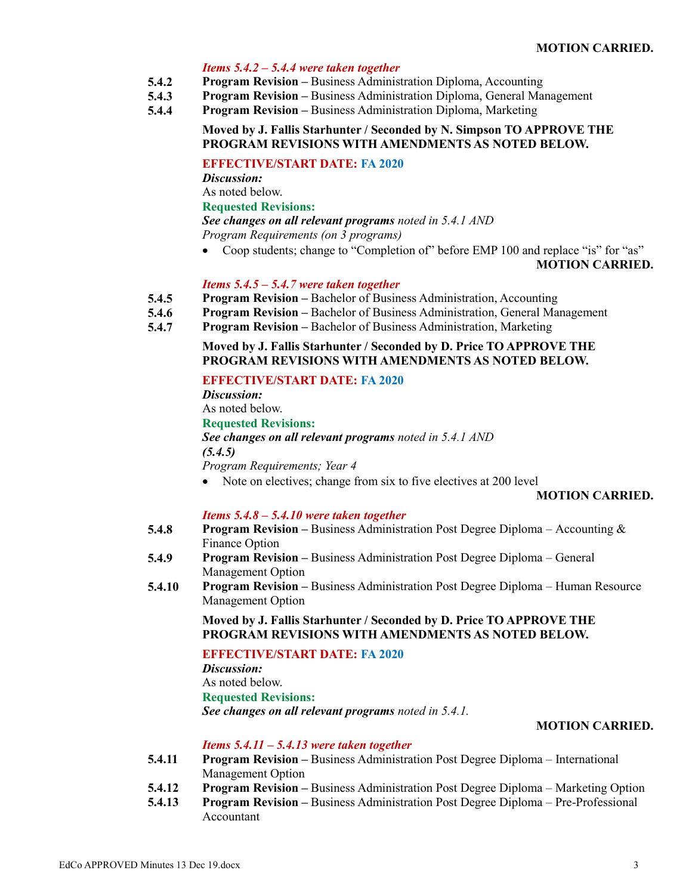**MOTION CARRIED.**

***Items 5.4.2 – 5.4.4 were taken together***

**5.4.2** **Program Revision –** Business Administration Diploma, Accounting
**5.4.3** **Program Revision –** Business Administration Diploma, General Management
**5.4.4** **Program Revision –** Business Administration Diploma, Marketing

**Moved by J. Fallis Starhunter / Seconded by N. Simpson TO APPROVE THE PROGRAM REVISIONS WITH AMENDMENTS AS NOTED BELOW.**

**EFFECTIVE/START DATE: FA 2020**

***Discussion:***
As noted below.

**Requested Revisions:**
***See changes on all relevant programs*** *noted in 5.4.1 AND*
*Program Requirements (on 3 programs)*

- Coop students; change to "Completion of" before EMP 100 and replace "is" for "as"

**MOTION CARRIED.**

***Items 5.4.5 – 5.4.7 were taken together***

**5.4.5** **Program Revision –** Bachelor of Business Administration, Accounting
**5.4.6** **Program Revision –** Bachelor of Business Administration, General Management
**5.4.7** **Program Revision –** Bachelor of Business Administration, Marketing

**Moved by J. Fallis Starhunter / Seconded by D. Price TO APPROVE THE PROGRAM REVISIONS WITH AMENDMENTS AS NOTED BELOW.**

**EFFECTIVE/START DATE: FA 2020**

***Discussion:***
As noted below.

**Requested Revisions:**
***See changes on all relevant programs*** *noted in 5.4.1 AND*
***(5.4.5)***
*Program Requirements; Year 4*

- Note on electives; change from six to five electives at 200 level

**MOTION CARRIED.**

***Items 5.4.8 – 5.4.10 were taken together***

**5.4.8** **Program Revision –** Business Administration Post Degree Diploma – Accounting & Finance Option
**5.4.9** **Program Revision –** Business Administration Post Degree Diploma – General Management Option
**5.4.10** **Program Revision –** Business Administration Post Degree Diploma – Human Resource Management Option

**Moved by J. Fallis Starhunter / Seconded by D. Price TO APPROVE THE PROGRAM REVISIONS WITH AMENDMENTS AS NOTED BELOW.**

**EFFECTIVE/START DATE: FA 2020**

***Discussion:***
As noted below.

**Requested Revisions:**
***See changes on all relevant programs*** *noted in 5.4.1.*

**MOTION CARRIED.**

***Items 5.4.11 – 5.4.13 were taken together***

**5.4.11** **Program Revision –** Business Administration Post Degree Diploma – International Management Option
**5.4.12** **Program Revision –** Business Administration Post Degree Diploma – Marketing Option
**5.4.13** **Program Revision –** Business Administration Post Degree Diploma – Pre-Professional Accountant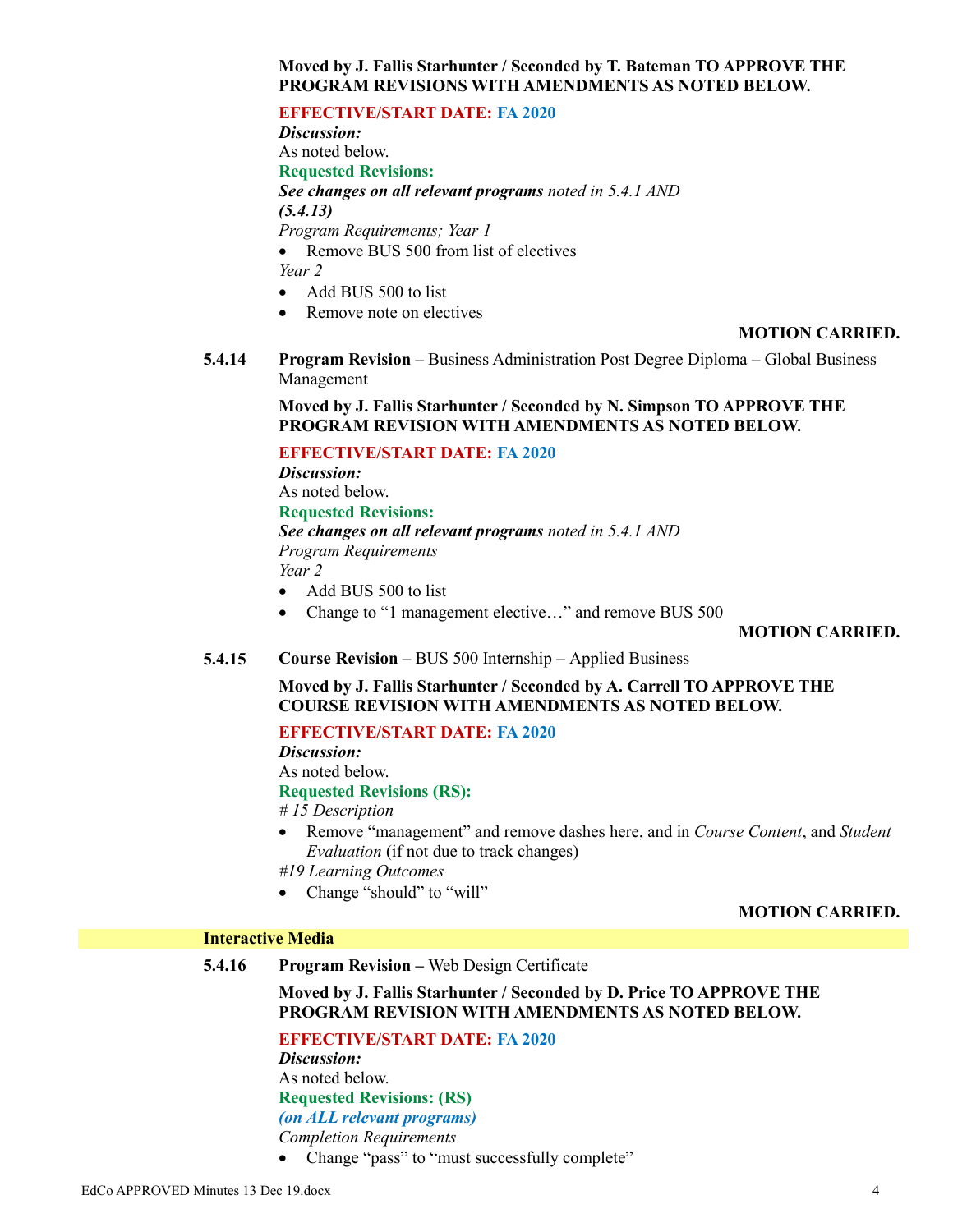**Moved by J. Fallis Starhunter / Seconded by T. Bateman TO APPROVE THE PROGRAM REVISIONS WITH AMENDMENTS AS NOTED BELOW.**

**EFFECTIVE/START DATE: FA 2020**

***Discussion:***

As noted below.

**Requested Revisions:**

***See changes on all relevant programs*** *noted in 5.4.1 AND* ***(5.4.13)***

*Program Requirements; Year 1*

- Remove BUS 500 from list of electives

*Year 2*

- Add BUS 500 to list
- Remove note on electives

**MOTION CARRIED.**

**5.4.14 Program Revision** – Business Administration Post Degree Diploma – Global Business Management

**Moved by J. Fallis Starhunter / Seconded by N. Simpson TO APPROVE THE PROGRAM REVISION WITH AMENDMENTS AS NOTED BELOW.**

**EFFECTIVE/START DATE: FA 2020**

***Discussion:***

As noted below.

**Requested Revisions:**

***See changes on all relevant programs*** *noted in 5.4.1 AND*

*Program Requirements*

*Year 2*

- Add BUS 500 to list
- Change to "1 management elective…" and remove BUS 500

**MOTION CARRIED.**

**5.4.15 Course Revision** – BUS 500 Internship – Applied Business

**Moved by J. Fallis Starhunter / Seconded by A. Carrell TO APPROVE THE COURSE REVISION WITH AMENDMENTS AS NOTED BELOW.**

**EFFECTIVE/START DATE: FA 2020**

***Discussion:***

As noted below.

**Requested Revisions (RS):**

*# 15 Description*

- Remove "management" and remove dashes here, and in *Course Content*, and *Student Evaluation* (if not due to track changes)

*#19 Learning Outcomes*

- Change "should" to "will"

**MOTION CARRIED.**

**Interactive Media**

**5.4.16 Program Revision –** Web Design Certificate

**Moved by J. Fallis Starhunter / Seconded by D. Price TO APPROVE THE PROGRAM REVISION WITH AMENDMENTS AS NOTED BELOW.**

**EFFECTIVE/START DATE: FA 2020**

***Discussion:***

As noted below.

**Requested Revisions: (RS)**

***(on ALL relevant programs)***

*Completion Requirements*

- Change "pass" to "must successfully complete"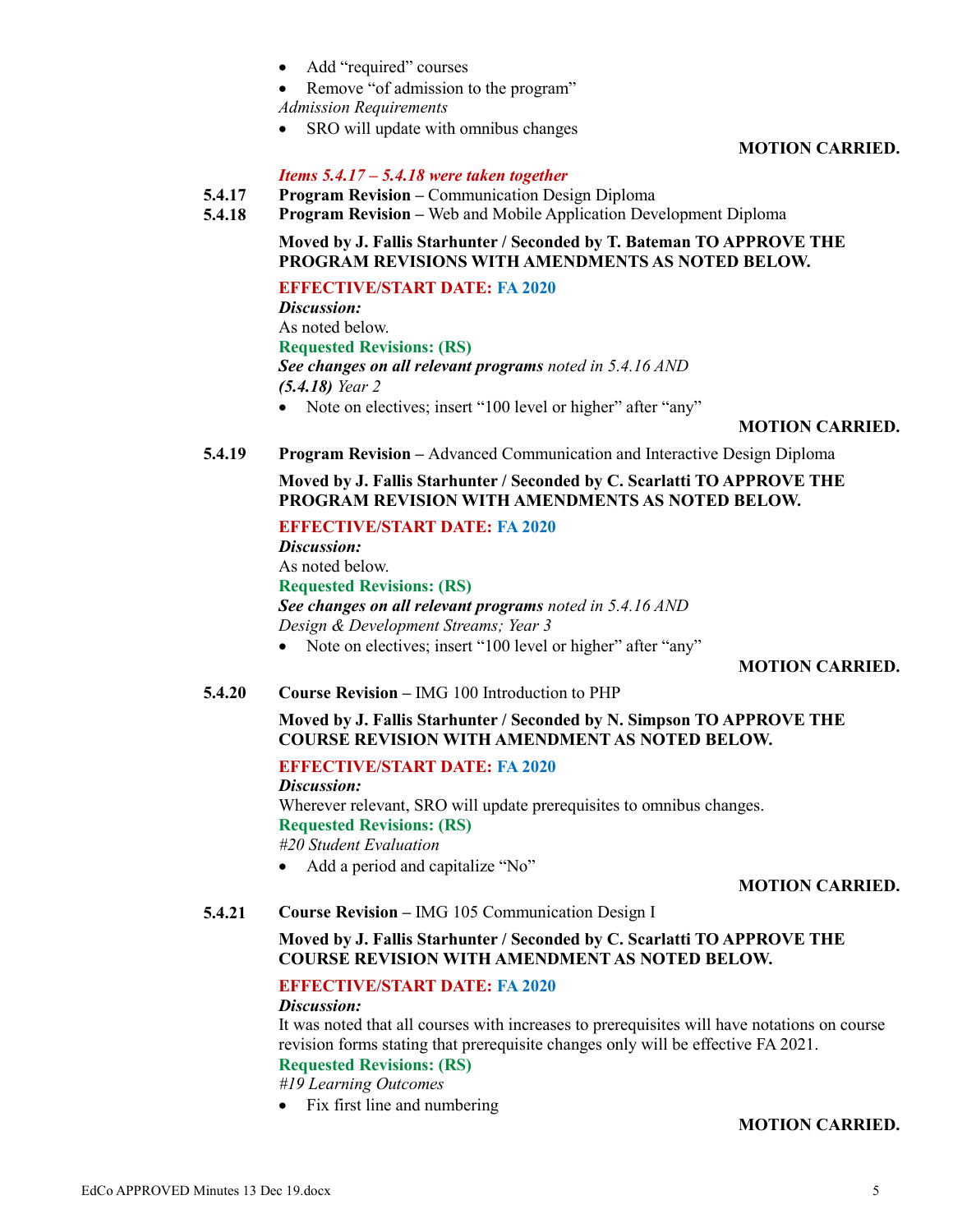- Add “required” courses
- Remove “of admission to the program”

*Admission Requirements*

- SRO will update with omnibus changes

**MOTION CARRIED.**

*Items 5.4.17 – 5.4.18 were taken together*

**5.4.17 Program Revision –** Communication Design Diploma

**5.4.18 Program Revision –** Web and Mobile Application Development Diploma

**Moved by J. Fallis Starhunter / Seconded by T. Bateman TO APPROVE THE PROGRAM REVISIONS WITH AMENDMENTS AS NOTED BELOW.**

**EFFECTIVE/START DATE: FA 2020**

***Discussion:***

As noted below.

**Requested Revisions: (RS)**

***See changes on all relevant programs*** *noted in 5.4.16 AND*

***(5.4.18)*** *Year 2*

- Note on electives; insert “100 level or higher” after “any”

**MOTION CARRIED.**

**5.4.19 Program Revision –** Advanced Communication and Interactive Design Diploma

**Moved by J. Fallis Starhunter / Seconded by C. Scarlatti TO APPROVE THE PROGRAM REVISION WITH AMENDMENTS AS NOTED BELOW.**

**EFFECTIVE/START DATE: FA 2020**

***Discussion:***

As noted below.

**Requested Revisions: (RS)**

***See changes on all relevant programs*** *noted in 5.4.16 AND*

*Design & Development Streams; Year 3*

- Note on electives; insert “100 level or higher” after “any”

**MOTION CARRIED.**

**5.4.20 Course Revision –** IMG 100 Introduction to PHP

**Moved by J. Fallis Starhunter / Seconded by N. Simpson TO APPROVE THE COURSE REVISION WITH AMENDMENT AS NOTED BELOW.**

**EFFECTIVE/START DATE: FA 2020**

***Discussion:***

Wherever relevant, SRO will update prerequisites to omnibus changes.

**Requested Revisions: (RS)**

*#20 Student Evaluation*

- Add a period and capitalize “No”

**MOTION CARRIED.**

**5.4.21 Course Revision –** IMG 105 Communication Design I

**Moved by J. Fallis Starhunter / Seconded by C. Scarlatti TO APPROVE THE COURSE REVISION WITH AMENDMENT AS NOTED BELOW.**

**EFFECTIVE/START DATE: FA 2020**

***Discussion:***

It was noted that all courses with increases to prerequisites will have notations on course revision forms stating that prerequisite changes only will be effective FA 2021.

**Requested Revisions: (RS)**

*#19 Learning Outcomes*

- Fix first line and numbering

**MOTION CARRIED.**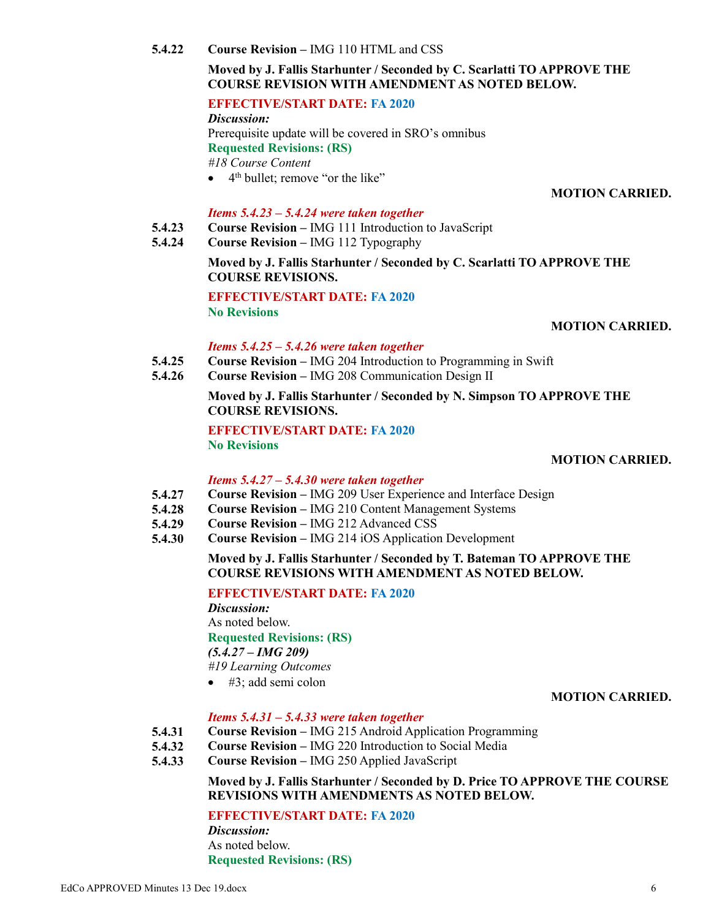**5.4.22** **Course Revision –** IMG 110 HTML and CSS

**Moved by J. Fallis Starhunter / Seconded by C. Scarlatti TO APPROVE THE COURSE REVISION WITH AMENDMENT AS NOTED BELOW.**

**EFFECTIVE/START DATE: FA 2020**

***Discussion:***

Prerequisite update will be covered in SRO's omnibus

**Requested Revisions: (RS)**

*#18 Course Content*

- 4th bullet; remove "or the like"

**MOTION CARRIED.**

***Items 5.4.23 – 5.4.24 were taken together***

**5.4.23** **Course Revision –** IMG 111 Introduction to JavaScript

**5.4.24** **Course Revision –** IMG 112 Typography

**Moved by J. Fallis Starhunter / Seconded by C. Scarlatti TO APPROVE THE COURSE REVISIONS.**

**EFFECTIVE/START DATE: FA 2020**

**No Revisions**

**MOTION CARRIED.**

***Items 5.4.25 – 5.4.26 were taken together***

**5.4.25** **Course Revision –** IMG 204 Introduction to Programming in Swift

**5.4.26** **Course Revision –** IMG 208 Communication Design II

**Moved by J. Fallis Starhunter / Seconded by N. Simpson TO APPROVE THE COURSE REVISIONS.**

**EFFECTIVE/START DATE: FA 2020**

**No Revisions**

**MOTION CARRIED.**

***Items 5.4.27 – 5.4.30 were taken together***

**5.4.27** **Course Revision –** IMG 209 User Experience and Interface Design

**5.4.28** **Course Revision –** IMG 210 Content Management Systems

**5.4.29** **Course Revision –** IMG 212 Advanced CSS

**5.4.30** **Course Revision –** IMG 214 iOS Application Development

**Moved by J. Fallis Starhunter / Seconded by T. Bateman TO APPROVE THE COURSE REVISIONS WITH AMENDMENT AS NOTED BELOW.**

**EFFECTIVE/START DATE: FA 2020**

***Discussion:***

As noted below.

**Requested Revisions: (RS)**

***(5.4.27 – IMG 209)***

*#19 Learning Outcomes*

- #3; add semi colon

**MOTION CARRIED.**

***Items 5.4.31 – 5.4.33 were taken together***

**5.4.31** **Course Revision –** IMG 215 Android Application Programming

**5.4.32** **Course Revision –** IMG 220 Introduction to Social Media

**5.4.33** **Course Revision –** IMG 250 Applied JavaScript

**Moved by J. Fallis Starhunter / Seconded by D. Price TO APPROVE THE COURSE REVISIONS WITH AMENDMENTS AS NOTED BELOW.**

**EFFECTIVE/START DATE: FA 2020**

***Discussion:***

As noted below.

**Requested Revisions: (RS)**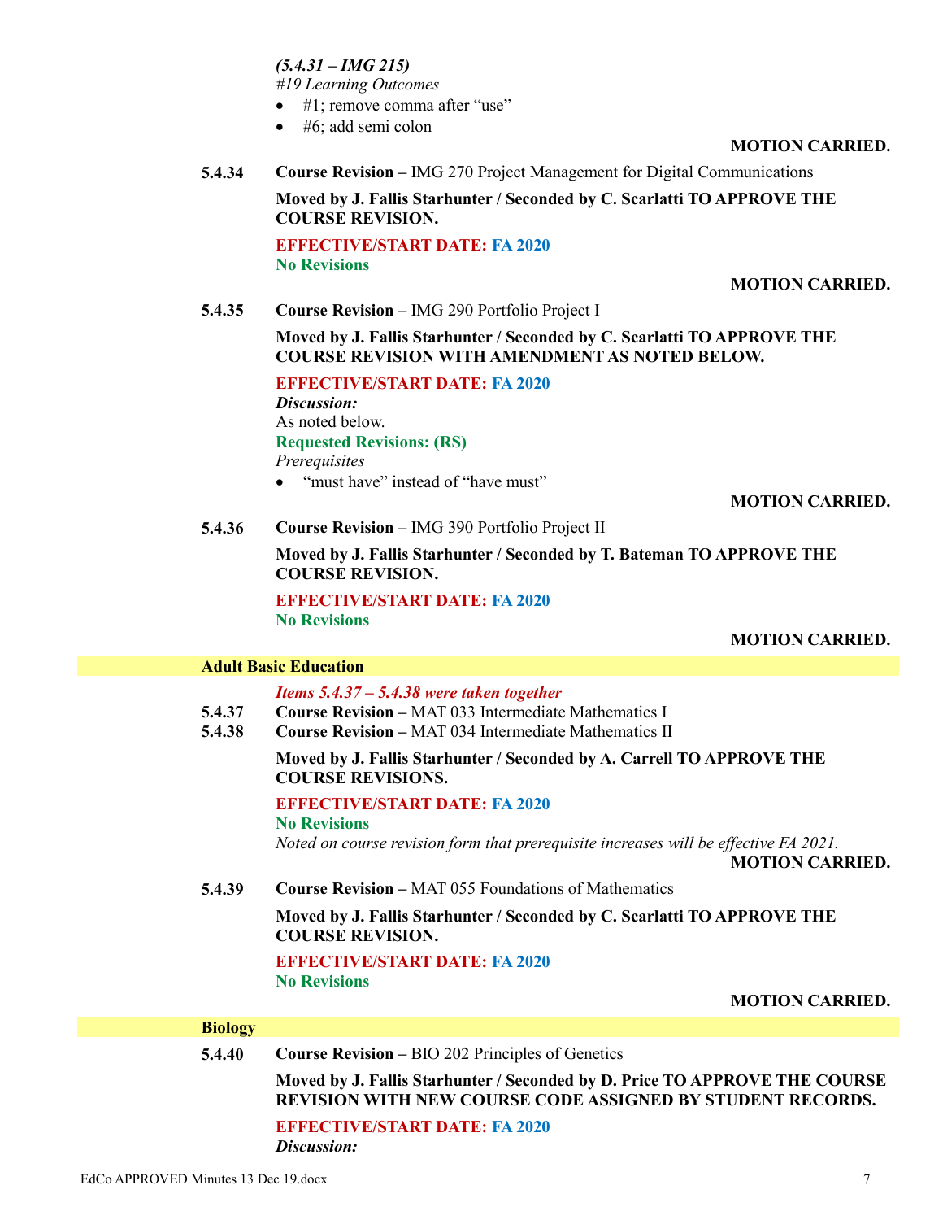*(5.4.31 – IMG 215)*
*#19 Learning Outcomes*

- #1; remove comma after "use"
- #6; add semi colon

**MOTION CARRIED.**

**5.4.34** **Course Revision –** IMG 270 Project Management for Digital Communications

**Moved by J. Fallis Starhunter / Seconded by C. Scarlatti TO APPROVE THE COURSE REVISION.**

**EFFECTIVE/START DATE: FA 2020**
**No Revisions**

**MOTION CARRIED.**

**5.4.35** **Course Revision –** IMG 290 Portfolio Project I

**Moved by J. Fallis Starhunter / Seconded by C. Scarlatti TO APPROVE THE COURSE REVISION WITH AMENDMENT AS NOTED BELOW.**

**EFFECTIVE/START DATE: FA 2020**
***Discussion:***
As noted below.
**Requested Revisions: (RS)**
*Prerequisites*

- "must have" instead of "have must"

**MOTION CARRIED.**

**5.4.36** **Course Revision –** IMG 390 Portfolio Project II

**Moved by J. Fallis Starhunter / Seconded by T. Bateman TO APPROVE THE COURSE REVISION.**

**EFFECTIVE/START DATE: FA 2020**
**No Revisions**

**MOTION CARRIED.**

## Adult Basic Education

***Items 5.4.37 – 5.4.38 were taken together***

**5.4.37** **Course Revision –** MAT 033 Intermediate Mathematics I
**5.4.38** **Course Revision –** MAT 034 Intermediate Mathematics II

**Moved by J. Fallis Starhunter / Seconded by A. Carrell TO APPROVE THE COURSE REVISIONS.**

**EFFECTIVE/START DATE: FA 2020**
**No Revisions**
*Noted on course revision form that prerequisite increases will be effective FA 2021.*

**MOTION CARRIED.**

**5.4.39** **Course Revision –** MAT 055 Foundations of Mathematics

**Moved by J. Fallis Starhunter / Seconded by C. Scarlatti TO APPROVE THE COURSE REVISION.**

**EFFECTIVE/START DATE: FA 2020**
**No Revisions**

**MOTION CARRIED.**

## Biology

**5.4.40** **Course Revision –** BIO 202 Principles of Genetics

**Moved by J. Fallis Starhunter / Seconded by D. Price TO APPROVE THE COURSE REVISION WITH NEW COURSE CODE ASSIGNED BY STUDENT RECORDS.**

**EFFECTIVE/START DATE: FA 2020**
***Discussion:***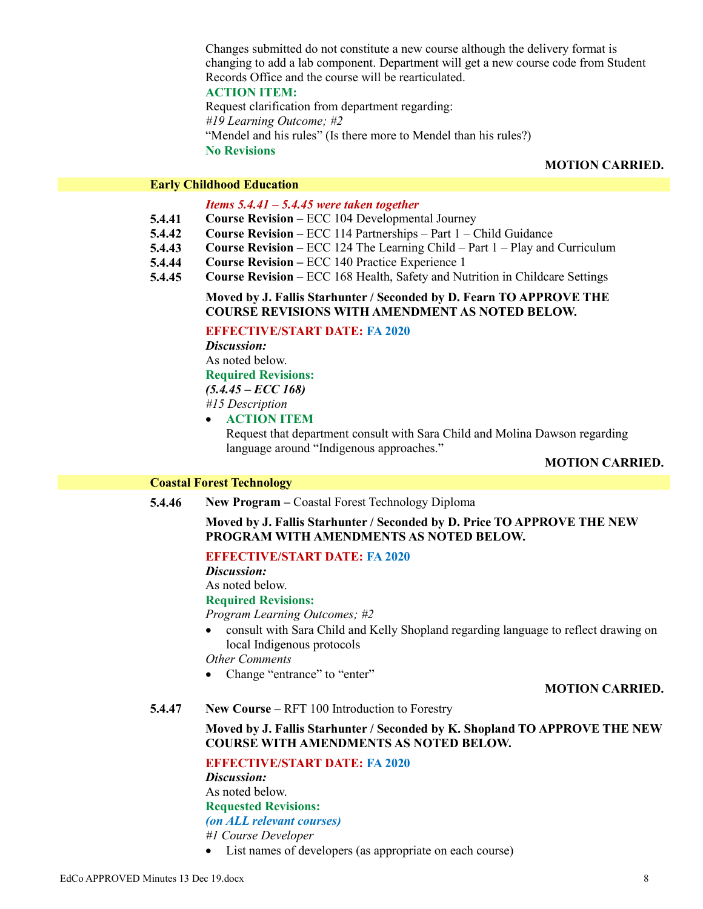Changes submitted do not constitute a new course although the delivery format is changing to add a lab component. Department will get a new course code from Student Records Office and the course will be rearticulated.

**ACTION ITEM:**

Request clarification from department regarding:

*#19 Learning Outcome; #2*

"Mendel and his rules" (Is there more to Mendel than his rules?)

**No Revisions**

**MOTION CARRIED.**

### Early Childhood Education

***Items 5.4.41 – 5.4.45 were taken together***

**5.4.41** **Course Revision –** ECC 104 Developmental Journey

**5.4.42** **Course Revision –** ECC 114 Partnerships – Part 1 – Child Guidance

**5.4.43** **Course Revision –** ECC 124 The Learning Child – Part 1 – Play and Curriculum

**5.4.44** **Course Revision –** ECC 140 Practice Experience 1

**5.4.45** **Course Revision –** ECC 168 Health, Safety and Nutrition in Childcare Settings

**Moved by J. Fallis Starhunter / Seconded by D. Fearn TO APPROVE THE COURSE REVISIONS WITH AMENDMENT AS NOTED BELOW.**

**EFFECTIVE/START DATE: FA 2020**

***Discussion:***

As noted below.

**Required Revisions:**

***(5.4.45 – ECC 168)***

*#15 Description*

- **ACTION ITEM**

  Request that department consult with Sara Child and Molina Dawson regarding language around "Indigenous approaches."

**MOTION CARRIED.**

### Coastal Forest Technology

**5.4.46** **New Program –** Coastal Forest Technology Diploma

**Moved by J. Fallis Starhunter / Seconded by D. Price TO APPROVE THE NEW PROGRAM WITH AMENDMENTS AS NOTED BELOW.**

**EFFECTIVE/START DATE: FA 2020**

***Discussion:***

As noted below.

**Required Revisions:**

*Program Learning Outcomes; #2*

- consult with Sara Child and Kelly Shopland regarding language to reflect drawing on local Indigenous protocols

*Other Comments*

- Change "entrance" to "enter"

**MOTION CARRIED.**

**5.4.47** **New Course –** RFT 100 Introduction to Forestry

**Moved by J. Fallis Starhunter / Seconded by K. Shopland TO APPROVE THE NEW COURSE WITH AMENDMENTS AS NOTED BELOW.**

**EFFECTIVE/START DATE: FA 2020**

***Discussion:***

As noted below.

**Requested Revisions:**

***(on ALL relevant courses)***

*#1 Course Developer*

- List names of developers (as appropriate on each course)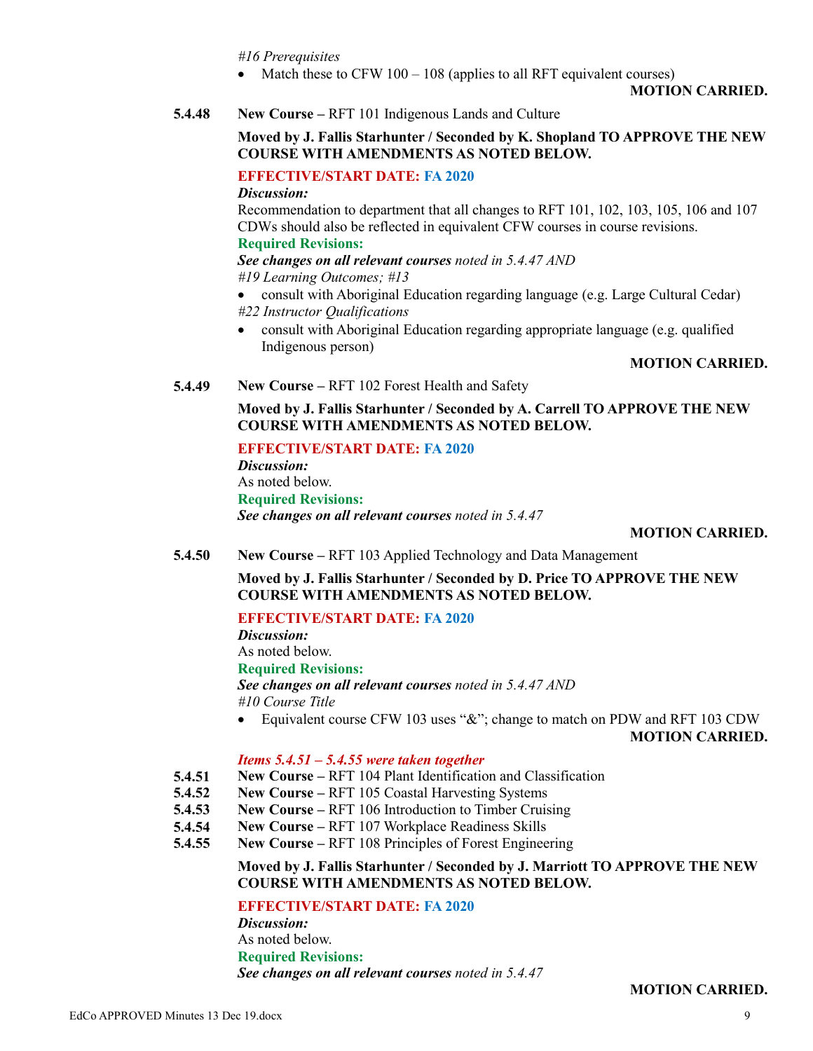*#16 Prerequisites*

- Match these to CFW 100 – 108 (applies to all RFT equivalent courses)

**MOTION CARRIED.**

**5.4.48** **New Course –** RFT 101 Indigenous Lands and Culture

**Moved by J. Fallis Starhunter / Seconded by K. Shopland TO APPROVE THE NEW COURSE WITH AMENDMENTS AS NOTED BELOW.**

**EFFECTIVE/START DATE: FA 2020**

***Discussion:***

Recommendation to department that all changes to RFT 101, 102, 103, 105, 106 and 107 CDWs should also be reflected in equivalent CFW courses in course revisions.

**Required Revisions:**

***See changes on all relevant courses*** *noted in 5.4.47 AND*

*#19 Learning Outcomes; #13*

- consult with Aboriginal Education regarding language (e.g. Large Cultural Cedar)

*#22 Instructor Qualifications*

- consult with Aboriginal Education regarding appropriate language (e.g. qualified Indigenous person)

**MOTION CARRIED.**

**5.4.49** **New Course –** RFT 102 Forest Health and Safety

**Moved by J. Fallis Starhunter / Seconded by A. Carrell TO APPROVE THE NEW COURSE WITH AMENDMENTS AS NOTED BELOW.**

**EFFECTIVE/START DATE: FA 2020**

***Discussion:***

As noted below.

**Required Revisions:**

***See changes on all relevant courses*** *noted in 5.4.47*

**MOTION CARRIED.**

**5.4.50** **New Course –** RFT 103 Applied Technology and Data Management

**Moved by J. Fallis Starhunter / Seconded by D. Price TO APPROVE THE NEW COURSE WITH AMENDMENTS AS NOTED BELOW.**

**EFFECTIVE/START DATE: FA 2020**

***Discussion:***

As noted below.

**Required Revisions:**

***See changes on all relevant courses*** *noted in 5.4.47 AND*

*#10 Course Title*

- Equivalent course CFW 103 uses "&"; change to match on PDW and RFT 103 CDW

**MOTION CARRIED.**

***Items 5.4.51 – 5.4.55 were taken together***

**5.4.51** **New Course –** RFT 104 Plant Identification and Classification

**5.4.52** **New Course –** RFT 105 Coastal Harvesting Systems

**5.4.53** **New Course –** RFT 106 Introduction to Timber Cruising

**5.4.54** **New Course –** RFT 107 Workplace Readiness Skills

**5.4.55** **New Course –** RFT 108 Principles of Forest Engineering

**Moved by J. Fallis Starhunter / Seconded by J. Marriott TO APPROVE THE NEW COURSE WITH AMENDMENTS AS NOTED BELOW.**

**EFFECTIVE/START DATE: FA 2020**

***Discussion:***

As noted below.

**Required Revisions:**

***See changes on all relevant courses*** *noted in 5.4.47*

**MOTION CARRIED.**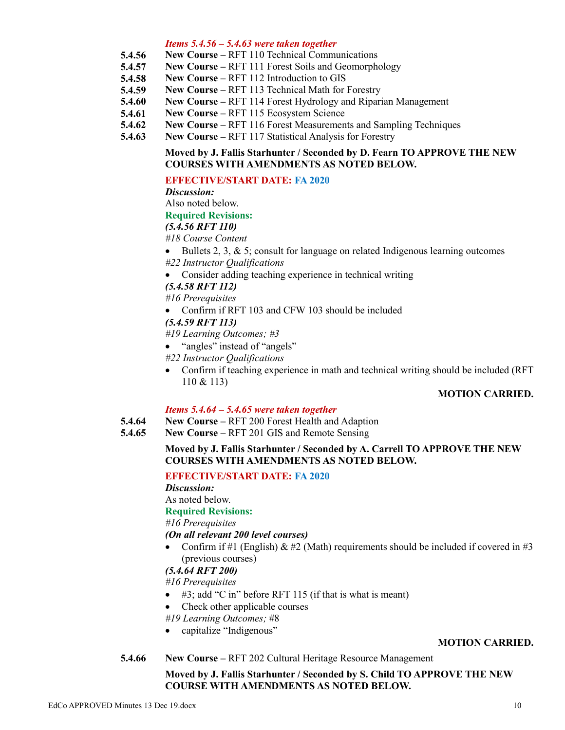*Items 5.4.56 – 5.4.63 were taken together*

**5.4.56** **New Course –** RFT 110 Technical Communications
**5.4.57** **New Course –** RFT 111 Forest Soils and Geomorphology
**5.4.58** **New Course –** RFT 112 Introduction to GIS
**5.4.59** **New Course –** RFT 113 Technical Math for Forestry
**5.4.60** **New Course –** RFT 114 Forest Hydrology and Riparian Management
**5.4.61** **New Course –** RFT 115 Ecosystem Science
**5.4.62** **New Course –** RFT 116 Forest Measurements and Sampling Techniques
**5.4.63** **New Course –** RFT 117 Statistical Analysis for Forestry

**Moved by J. Fallis Starhunter / Seconded by D. Fearn TO APPROVE THE NEW COURSES WITH AMENDMENTS AS NOTED BELOW.**

**EFFECTIVE/START DATE: FA 2020**

***Discussion:***
Also noted below.

**Required Revisions:**

***(5.4.56 RFT 110)***
*#18 Course Content*

- Bullets 2, 3, & 5; consult for language on related Indigenous learning outcomes

*#22 Instructor Qualifications*

- Consider adding teaching experience in technical writing

***(5.4.58 RFT 112)***
*#16 Prerequisites*

- Confirm if RFT 103 and CFW 103 should be included

***(5.4.59 RFT 113)***
*#19 Learning Outcomes; #3*

- "angles" instead of "angels"

*#22 Instructor Qualifications*

- Confirm if teaching experience in math and technical writing should be included (RFT 110 & 113)

**MOTION CARRIED.**

*Items 5.4.64 – 5.4.65 were taken together*

**5.4.64** **New Course –** RFT 200 Forest Health and Adaption
**5.4.65** **New Course –** RFT 201 GIS and Remote Sensing

**Moved by J. Fallis Starhunter / Seconded by A. Carrell TO APPROVE THE NEW COURSES WITH AMENDMENTS AS NOTED BELOW.**

**EFFECTIVE/START DATE: FA 2020**

***Discussion:***
As noted below.

**Required Revisions:**

*#16 Prerequisites*
***(On all relevant 200 level courses)***

- Confirm if #1 (English) & #2 (Math) requirements should be included if covered in #3 (previous courses)

***(5.4.64 RFT 200)***
*#16 Prerequisites*

- #3; add "C in" before RFT 115 (if that is what is meant)
- Check other applicable courses

*#19 Learning Outcomes; #8*

- capitalize "Indigenous"

**MOTION CARRIED.**

**5.4.66** **New Course –** RFT 202 Cultural Heritage Resource Management

**Moved by J. Fallis Starhunter / Seconded by S. Child TO APPROVE THE NEW COURSE WITH AMENDMENTS AS NOTED BELOW.**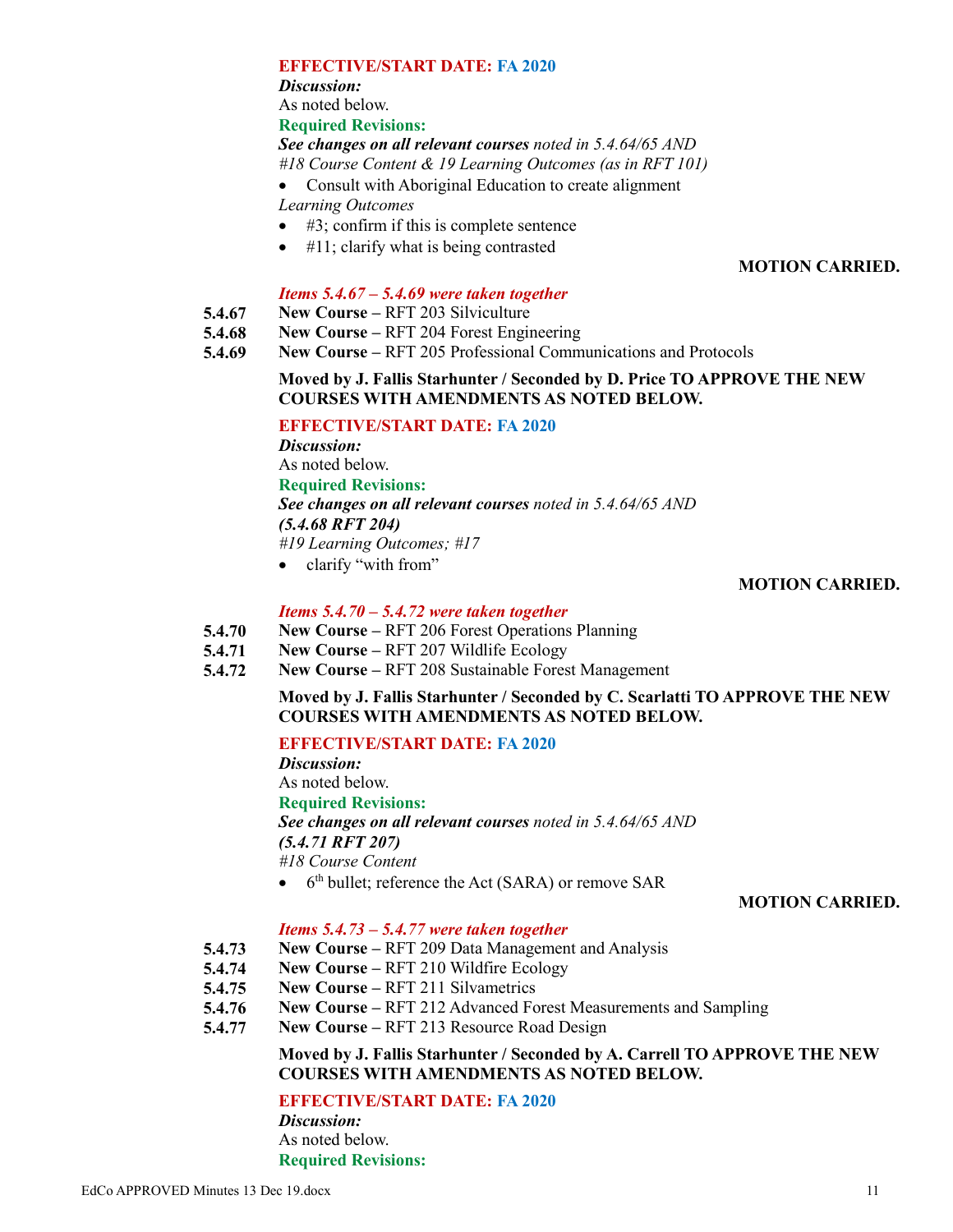**EFFECTIVE/START DATE: FA 2020**

***Discussion:***

As noted below.

**Required Revisions:**

***See changes on all relevant courses*** *noted in 5.4.64/65 AND*

*#18 Course Content & 19 Learning Outcomes (as in RFT 101)*

- Consult with Aboriginal Education to create alignment

*Learning Outcomes*

- #3; confirm if this is complete sentence
- #11; clarify what is being contrasted

**MOTION CARRIED.**

***Items 5.4.67 – 5.4.69 were taken together***

**5.4.67** **New Course –** RFT 203 Silviculture

**5.4.68** **New Course –** RFT 204 Forest Engineering

**5.4.69** **New Course –** RFT 205 Professional Communications and Protocols

**Moved by J. Fallis Starhunter / Seconded by D. Price TO APPROVE THE NEW COURSES WITH AMENDMENTS AS NOTED BELOW.**

**EFFECTIVE/START DATE: FA 2020**

***Discussion:***

As noted below.

**Required Revisions:**

***See changes on all relevant courses*** *noted in 5.4.64/65 AND*

***(5.4.68 RFT 204)***

*#19 Learning Outcomes; #17*

- clarify “with from”

**MOTION CARRIED.**

***Items 5.4.70 – 5.4.72 were taken together***

**5.4.70** **New Course –** RFT 206 Forest Operations Planning

**5.4.71** **New Course –** RFT 207 Wildlife Ecology

**5.4.72** **New Course –** RFT 208 Sustainable Forest Management

**Moved by J. Fallis Starhunter / Seconded by C. Scarlatti TO APPROVE THE NEW COURSES WITH AMENDMENTS AS NOTED BELOW.**

**EFFECTIVE/START DATE: FA 2020**

***Discussion:***

As noted below.

**Required Revisions:**

***See changes on all relevant courses*** *noted in 5.4.64/65 AND*

***(5.4.71 RFT 207)***

*#18 Course Content*

- 6th bullet; reference the Act (SARA) or remove SAR

**MOTION CARRIED.**

***Items 5.4.73 – 5.4.77 were taken together***

**5.4.73** **New Course –** RFT 209 Data Management and Analysis

**5.4.74** **New Course –** RFT 210 Wildfire Ecology

**5.4.75** **New Course –** RFT 211 Silvametrics

**5.4.76** **New Course –** RFT 212 Advanced Forest Measurements and Sampling

**5.4.77** **New Course –** RFT 213 Resource Road Design

**Moved by J. Fallis Starhunter / Seconded by A. Carrell TO APPROVE THE NEW COURSES WITH AMENDMENTS AS NOTED BELOW.**

**EFFECTIVE/START DATE: FA 2020**

***Discussion:***

As noted below.

**Required Revisions:**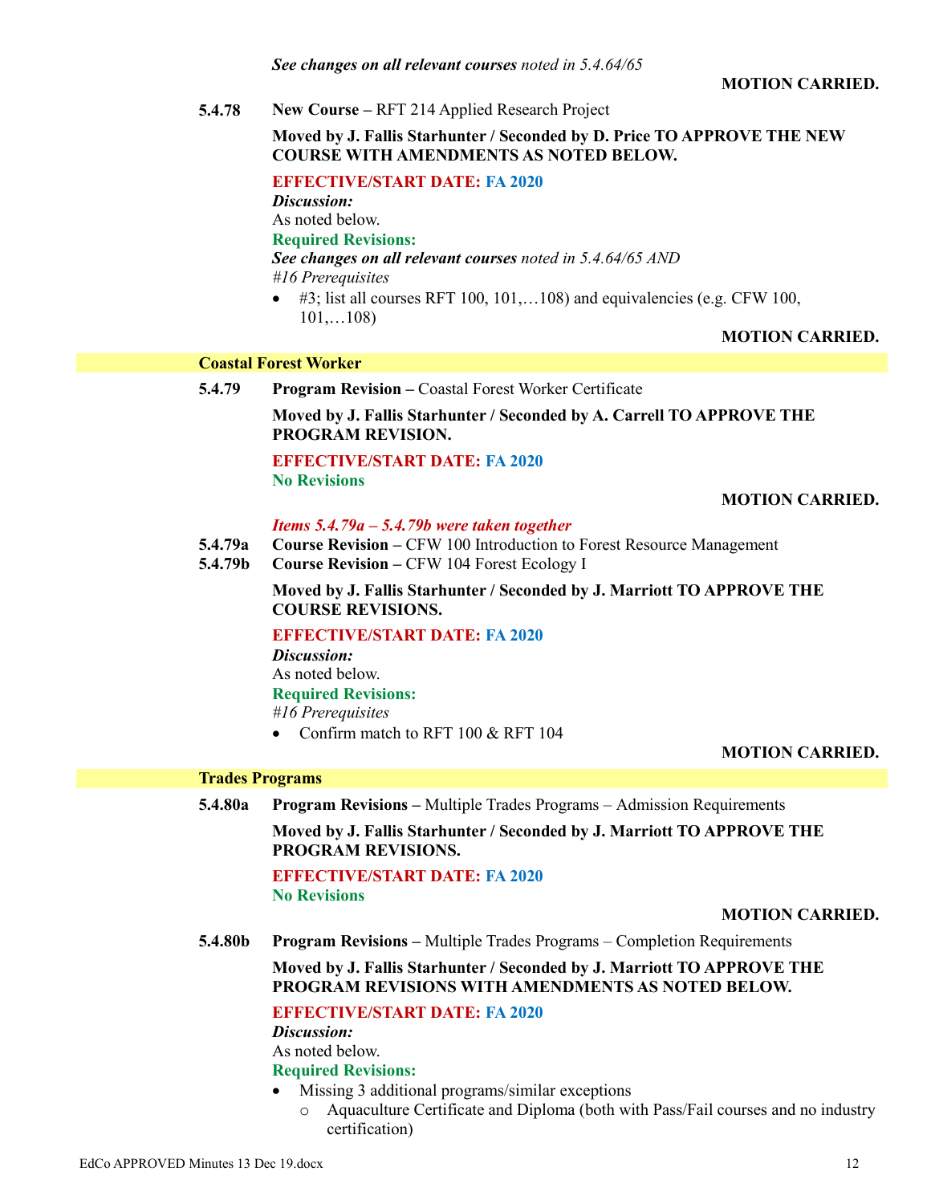*See changes on all relevant courses* *noted in 5.4.64/65*

**MOTION CARRIED.**

**5.4.78** **New Course –** RFT 214 Applied Research Project

**Moved by J. Fallis Starhunter / Seconded by D. Price TO APPROVE THE NEW COURSE WITH AMENDMENTS AS NOTED BELOW.**

**EFFECTIVE/START DATE: FA 2020**

***Discussion:***

As noted below.

**Required Revisions:**

***See changes on all relevant courses*** *noted in 5.4.64/65 AND*

*#16 Prerequisites*

- #3; list all courses RFT 100, 101,…108) and equivalencies (e.g. CFW 100, 101,…108)

**MOTION CARRIED.**

## Coastal Forest Worker

**5.4.79** **Program Revision –** Coastal Forest Worker Certificate

**Moved by J. Fallis Starhunter / Seconded by A. Carrell TO APPROVE THE PROGRAM REVISION.**

**EFFECTIVE/START DATE: FA 2020**

**No Revisions**

**MOTION CARRIED.**

***Items 5.4.79a – 5.4.79b were taken together***

**5.4.79a** **Course Revision –** CFW 100 Introduction to Forest Resource Management

**5.4.79b** **Course Revision –** CFW 104 Forest Ecology I

**Moved by J. Fallis Starhunter / Seconded by J. Marriott TO APPROVE THE COURSE REVISIONS.**

**EFFECTIVE/START DATE: FA 2020**

***Discussion:***

As noted below.

**Required Revisions:**

*#16 Prerequisites*

- Confirm match to RFT 100 & RFT 104

**MOTION CARRIED.**

## Trades Programs

**5.4.80a** **Program Revisions –** Multiple Trades Programs – Admission Requirements

**Moved by J. Fallis Starhunter / Seconded by J. Marriott TO APPROVE THE PROGRAM REVISIONS.**

**EFFECTIVE/START DATE: FA 2020**

**No Revisions**

**MOTION CARRIED.**

**5.4.80b** **Program Revisions –** Multiple Trades Programs – Completion Requirements

**Moved by J. Fallis Starhunter / Seconded by J. Marriott TO APPROVE THE PROGRAM REVISIONS WITH AMENDMENTS AS NOTED BELOW.**

**EFFECTIVE/START DATE: FA 2020**

***Discussion:***

As noted below.

**Required Revisions:**

- Missing 3 additional programs/similar exceptions
  - Aquaculture Certificate and Diploma (both with Pass/Fail courses and no industry certification)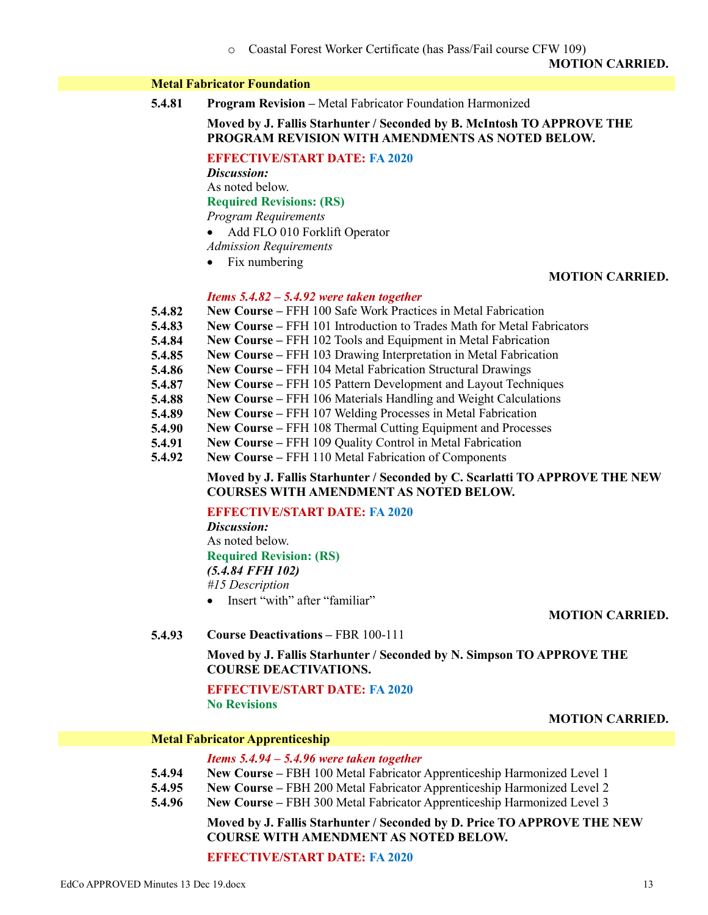- Coastal Forest Worker Certificate (has Pass/Fail course CFW 109)

**MOTION CARRIED.**

## Metal Fabricator Foundation

**5.4.81** **Program Revision –** Metal Fabricator Foundation Harmonized

**Moved by J. Fallis Starhunter / Seconded by B. McIntosh TO APPROVE THE PROGRAM REVISION WITH AMENDMENTS AS NOTED BELOW.**

**EFFECTIVE/START DATE: FA 2020**

***Discussion:***
As noted below.

**Required Revisions: (RS)**

*Program Requirements*

- Add FLO 010 Forklift Operator

*Admission Requirements*

- Fix numbering

**MOTION CARRIED.**

***Items 5.4.82 – 5.4.92 were taken together***

**5.4.82** **New Course –** FFH 100 Safe Work Practices in Metal Fabrication
**5.4.83** **New Course –** FFH 101 Introduction to Trades Math for Metal Fabricators
**5.4.84** **New Course –** FFH 102 Tools and Equipment in Metal Fabrication
**5.4.85** **New Course –** FFH 103 Drawing Interpretation in Metal Fabrication
**5.4.86** **New Course –** FFH 104 Metal Fabrication Structural Drawings
**5.4.87** **New Course –** FFH 105 Pattern Development and Layout Techniques
**5.4.88** **New Course –** FFH 106 Materials Handling and Weight Calculations
**5.4.89** **New Course –** FFH 107 Welding Processes in Metal Fabrication
**5.4.90** **New Course –** FFH 108 Thermal Cutting Equipment and Processes
**5.4.91** **New Course –** FFH 109 Quality Control in Metal Fabrication
**5.4.92** **New Course –** FFH 110 Metal Fabrication of Components

**Moved by J. Fallis Starhunter / Seconded by C. Scarlatti TO APPROVE THE NEW COURSES WITH AMENDMENT AS NOTED BELOW.**

**EFFECTIVE/START DATE: FA 2020**

***Discussion:***
As noted below.

**Required Revision: (RS)**

***(5.4.84 FFH 102)***

*#15 Description*

- Insert "with" after "familiar"

**MOTION CARRIED.**

**5.4.93** **Course Deactivations –** FBR 100-111

**Moved by J. Fallis Starhunter / Seconded by N. Simpson TO APPROVE THE COURSE DEACTIVATIONS.**

**EFFECTIVE/START DATE: FA 2020**
**No Revisions**

**MOTION CARRIED.**

## Metal Fabricator Apprenticeship

***Items 5.4.94 – 5.4.96 were taken together***

**5.4.94** **New Course –** FBH 100 Metal Fabricator Apprenticeship Harmonized Level 1
**5.4.95** **New Course –** FBH 200 Metal Fabricator Apprenticeship Harmonized Level 2
**5.4.96** **New Course –** FBH 300 Metal Fabricator Apprenticeship Harmonized Level 3

**Moved by J. Fallis Starhunter / Seconded by D. Price TO APPROVE THE NEW COURSE WITH AMENDMENT AS NOTED BELOW.**

**EFFECTIVE/START DATE: FA 2020**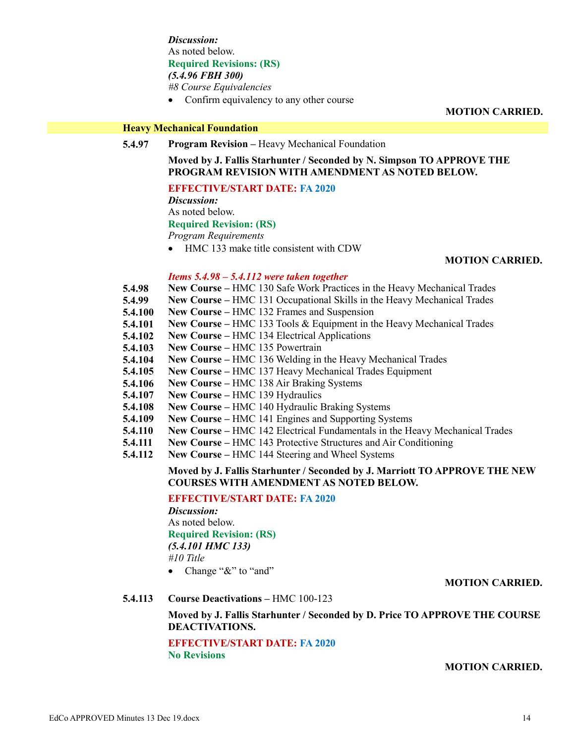***Discussion:***
As noted below.
**Required Revisions: (RS)**
***(5.4.96 FBH 300)***
*#8 Course Equivalencies*

- Confirm equivalency to any other course

**MOTION CARRIED.**

## Heavy Mechanical Foundation

**5.4.97** **Program Revision –** Heavy Mechanical Foundation

**Moved by J. Fallis Starhunter / Seconded by N. Simpson TO APPROVE THE PROGRAM REVISION WITH AMENDMENT AS NOTED BELOW.**

**EFFECTIVE/START DATE: FA 2020**
***Discussion:***
As noted below.
**Required Revision: (RS)**
*Program Requirements*

- HMC 133 make title consistent with CDW

**MOTION CARRIED.**

***Items 5.4.98 – 5.4.112 were taken together***

**5.4.98** **New Course –** HMC 130 Safe Work Practices in the Heavy Mechanical Trades
**5.4.99** **New Course –** HMC 131 Occupational Skills in the Heavy Mechanical Trades
**5.4.100** **New Course –** HMC 132 Frames and Suspension
**5.4.101** **New Course –** HMC 133 Tools & Equipment in the Heavy Mechanical Trades
**5.4.102** **New Course –** HMC 134 Electrical Applications
**5.4.103** **New Course –** HMC 135 Powertrain
**5.4.104** **New Course –** HMC 136 Welding in the Heavy Mechanical Trades
**5.4.105** **New Course –** HMC 137 Heavy Mechanical Trades Equipment
**5.4.106** **New Course –** HMC 138 Air Braking Systems
**5.4.107** **New Course –** HMC 139 Hydraulics
**5.4.108** **New Course –** HMC 140 Hydraulic Braking Systems
**5.4.109** **New Course –** HMC 141 Engines and Supporting Systems
**5.4.110** **New Course –** HMC 142 Electrical Fundamentals in the Heavy Mechanical Trades
**5.4.111** **New Course –** HMC 143 Protective Structures and Air Conditioning
**5.4.112** **New Course –** HMC 144 Steering and Wheel Systems

**Moved by J. Fallis Starhunter / Seconded by J. Marriott TO APPROVE THE NEW COURSES WITH AMENDMENT AS NOTED BELOW.**

**EFFECTIVE/START DATE: FA 2020**
***Discussion:***
As noted below.
**Required Revision: (RS)**
***(5.4.101 HMC 133)***
*#10 Title*

- Change "&" to "and"

**MOTION CARRIED.**

**5.4.113** **Course Deactivations –** HMC 100-123

**Moved by J. Fallis Starhunter / Seconded by D. Price TO APPROVE THE COURSE DEACTIVATIONS.**

**EFFECTIVE/START DATE: FA 2020**
**No Revisions**

**MOTION CARRIED.**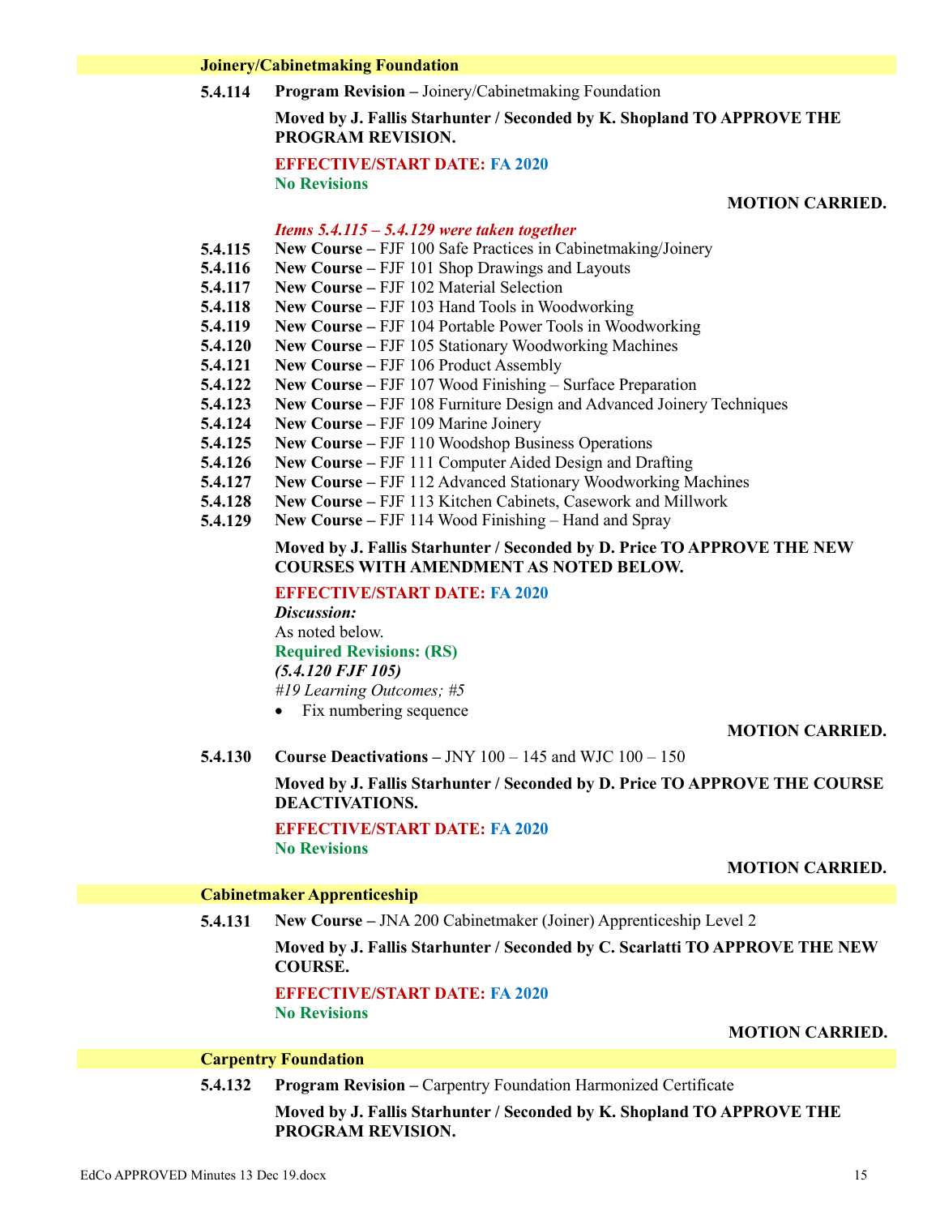### Joinery/Cabinetmaking Foundation

**5.4.114** **Program Revision –** Joinery/Cabinetmaking Foundation

**Moved by J. Fallis Starhunter / Seconded by K. Shopland TO APPROVE THE PROGRAM REVISION.**

**EFFECTIVE/START DATE: FA 2020**
**No Revisions**

**MOTION CARRIED.**

***Items 5.4.115 – 5.4.129 were taken together***

**5.4.115** **New Course –** FJF 100 Safe Practices in Cabinetmaking/Joinery
**5.4.116** **New Course –** FJF 101 Shop Drawings and Layouts
**5.4.117** **New Course –** FJF 102 Material Selection
**5.4.118** **New Course –** FJF 103 Hand Tools in Woodworking
**5.4.119** **New Course –** FJF 104 Portable Power Tools in Woodworking
**5.4.120** **New Course –** FJF 105 Stationary Woodworking Machines
**5.4.121** **New Course –** FJF 106 Product Assembly
**5.4.122** **New Course –** FJF 107 Wood Finishing – Surface Preparation
**5.4.123** **New Course –** FJF 108 Furniture Design and Advanced Joinery Techniques
**5.4.124** **New Course –** FJF 109 Marine Joinery
**5.4.125** **New Course –** FJF 110 Woodshop Business Operations
**5.4.126** **New Course –** FJF 111 Computer Aided Design and Drafting
**5.4.127** **New Course –** FJF 112 Advanced Stationary Woodworking Machines
**5.4.128** **New Course –** FJF 113 Kitchen Cabinets, Casework and Millwork
**5.4.129** **New Course –** FJF 114 Wood Finishing – Hand and Spray

**Moved by J. Fallis Starhunter / Seconded by D. Price TO APPROVE THE NEW COURSES WITH AMENDMENT AS NOTED BELOW.**

**EFFECTIVE/START DATE: FA 2020**
***Discussion:***
As noted below.
**Required Revisions: (RS)**
***(5.4.120 FJF 105)***
*#19 Learning Outcomes; #5*

- Fix numbering sequence

**MOTION CARRIED.**

**5.4.130** **Course Deactivations –** JNY 100 – 145 and WJC 100 – 150

**Moved by J. Fallis Starhunter / Seconded by D. Price TO APPROVE THE COURSE DEACTIVATIONS.**

**EFFECTIVE/START DATE: FA 2020**
**No Revisions**

**MOTION CARRIED.**

### Cabinetmaker Apprenticeship

**5.4.131** **New Course –** JNA 200 Cabinetmaker (Joiner) Apprenticeship Level 2

**Moved by J. Fallis Starhunter / Seconded by C. Scarlatti TO APPROVE THE NEW COURSE.**

**EFFECTIVE/START DATE: FA 2020**
**No Revisions**

**MOTION CARRIED.**

### Carpentry Foundation

**5.4.132** **Program Revision –** Carpentry Foundation Harmonized Certificate

**Moved by J. Fallis Starhunter / Seconded by K. Shopland TO APPROVE THE PROGRAM REVISION.**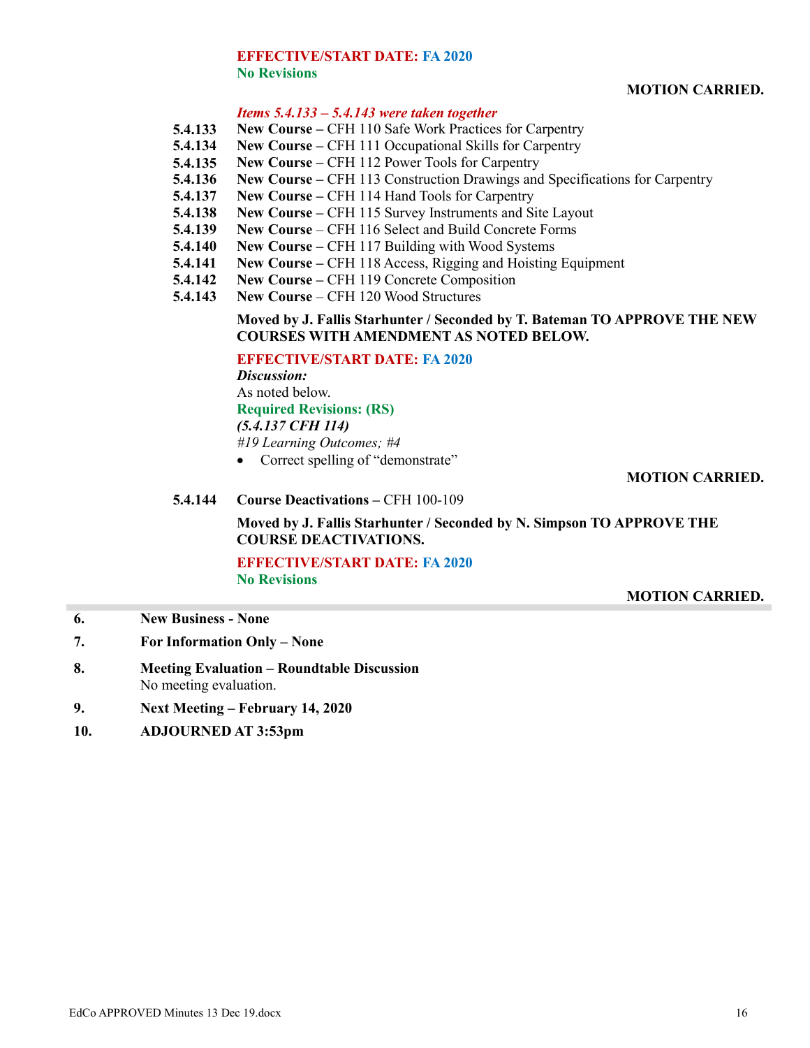**EFFECTIVE/START DATE: FA 2020**
**No Revisions**

**MOTION CARRIED.**

***Items 5.4.133 – 5.4.143 were taken together***

**5.4.133** **New Course –** CFH 110 Safe Work Practices for Carpentry
**5.4.134** **New Course –** CFH 111 Occupational Skills for Carpentry
**5.4.135** **New Course –** CFH 112 Power Tools for Carpentry
**5.4.136** **New Course –** CFH 113 Construction Drawings and Specifications for Carpentry
**5.4.137** **New Course –** CFH 114 Hand Tools for Carpentry
**5.4.138** **New Course –** CFH 115 Survey Instruments and Site Layout
**5.4.139** **New Course** – CFH 116 Select and Build Concrete Forms
**5.4.140** **New Course –** CFH 117 Building with Wood Systems
**5.4.141** **New Course –** CFH 118 Access, Rigging and Hoisting Equipment
**5.4.142** **New Course –** CFH 119 Concrete Composition
**5.4.143** **New Course** – CFH 120 Wood Structures

**Moved by J. Fallis Starhunter / Seconded by T. Bateman TO APPROVE THE NEW COURSES WITH AMENDMENT AS NOTED BELOW.**

**EFFECTIVE/START DATE: FA 2020**
***Discussion:***
As noted below.
**Required Revisions: (RS)**
***(5.4.137 CFH 114)***
*#19 Learning Outcomes; #4*

- Correct spelling of "demonstrate"

**MOTION CARRIED.**

**5.4.144** **Course Deactivations –** CFH 100-109

**Moved by J. Fallis Starhunter / Seconded by N. Simpson TO APPROVE THE COURSE DEACTIVATIONS.**

**EFFECTIVE/START DATE: FA 2020**
**No Revisions**

**MOTION CARRIED.**

**6. New Business - None**

**7. For Information Only – None**

**8. Meeting Evaluation – Roundtable Discussion**
No meeting evaluation.

**9. Next Meeting – February 14, 2020**

**10. ADJOURNED AT 3:53pm**